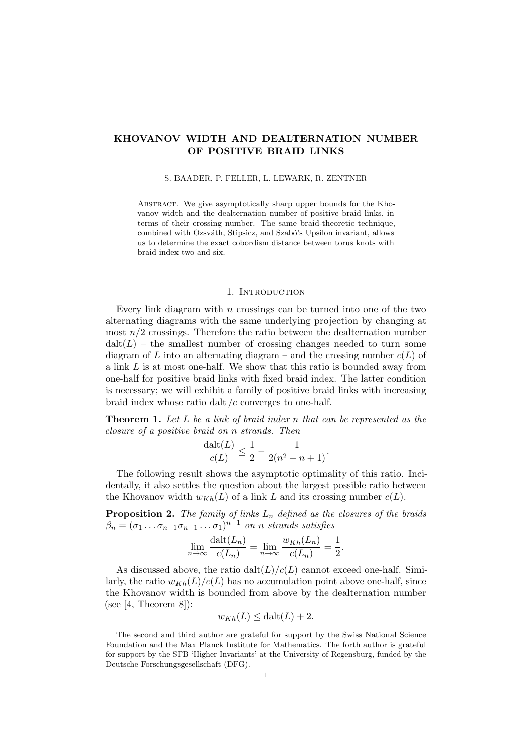# KHOVANOV WIDTH AND DEALTERNATION NUMBER OF POSITIVE BRAID LINKS

S. BAADER, P. FELLER, L. LEWARK, R. ZENTNER

Abstract. We give asymptotically sharp upper bounds for the Khovanov width and the dealternation number of positive braid links, in terms of their crossing number. The same braid-theoretic technique, combined with Ozsváth, Stipsicz, and Szabó's Upsilon invariant, allows us to determine the exact cobordism distance between torus knots with braid index two and six.

## 1. Introduction

Every link diagram with $n$ crossings can be turned into one of the two alternating diagrams with the same underlying projection by changing at most $n/2$ crossings. Therefore the ratio between the dealternation number $\operatorname{dalt}(L)$ – the smallest number of crossing changes needed to turn some diagram of $L$ into an alternating diagram – and the crossing number $c(L)$ of a link $L$ is at most one-half. We show that this ratio is bounded away from one-half for positive braid links with fixed braid index. The latter condition is necessary; we will exhibit a family of positive braid links with increasing braid index whose ratio $\operatorname{dalt}/c$ converges to one-half.

**Theorem 1.** *Let $L$ be a link of braid index $n$ that can be represented as the closure of a positive braid on $n$ strands. Then*

$$\frac{\operatorname{dalt}(L)}{c(L)} \leq \frac{1}{2} - \frac{1}{2(n^2 - n + 1)}.$$

The following result shows the asymptotic optimality of this ratio. Incidentally, it also settles the question about the largest possible ratio between the Khovanov width $w_{Kh}(L)$ of a link $L$ and its crossing number $c(L)$.

**Proposition 2.** *The family of links $L_n$ defined as the closures of the braids $\beta_n = (\sigma_1 \ldots \sigma_{n-1}\sigma_{n-1} \ldots \sigma_1)^{n-1}$ on $n$ strands satisfies*

$$\lim_{n\to\infty} \frac{\operatorname{dalt}(L_n)}{c(L_n)} = \lim_{n\to\infty} \frac{w_{Kh}(L_n)}{c(L_n)} = \frac{1}{2}.$$

As discussed above, the ratio $\operatorname{dalt}(L)/c(L)$ cannot exceed one-half. Similarly, the ratio $w_{Kh}(L)/c(L)$ has no accumulation point above one-half, since the Khovanov width is bounded from above by the dealternation number (see [4, Theorem 8]):

$$w_{Kh}(L) \leq \operatorname{dalt}(L) + 2.$$

---

The second and third author are grateful for support by the Swiss National Science Foundation and the Max Planck Institute for Mathematics. The forth author is grateful for support by the SFB 'Higher Invariants' at the University of Regensburg, funded by the Deutsche Forschungsgesellschaft (DFG).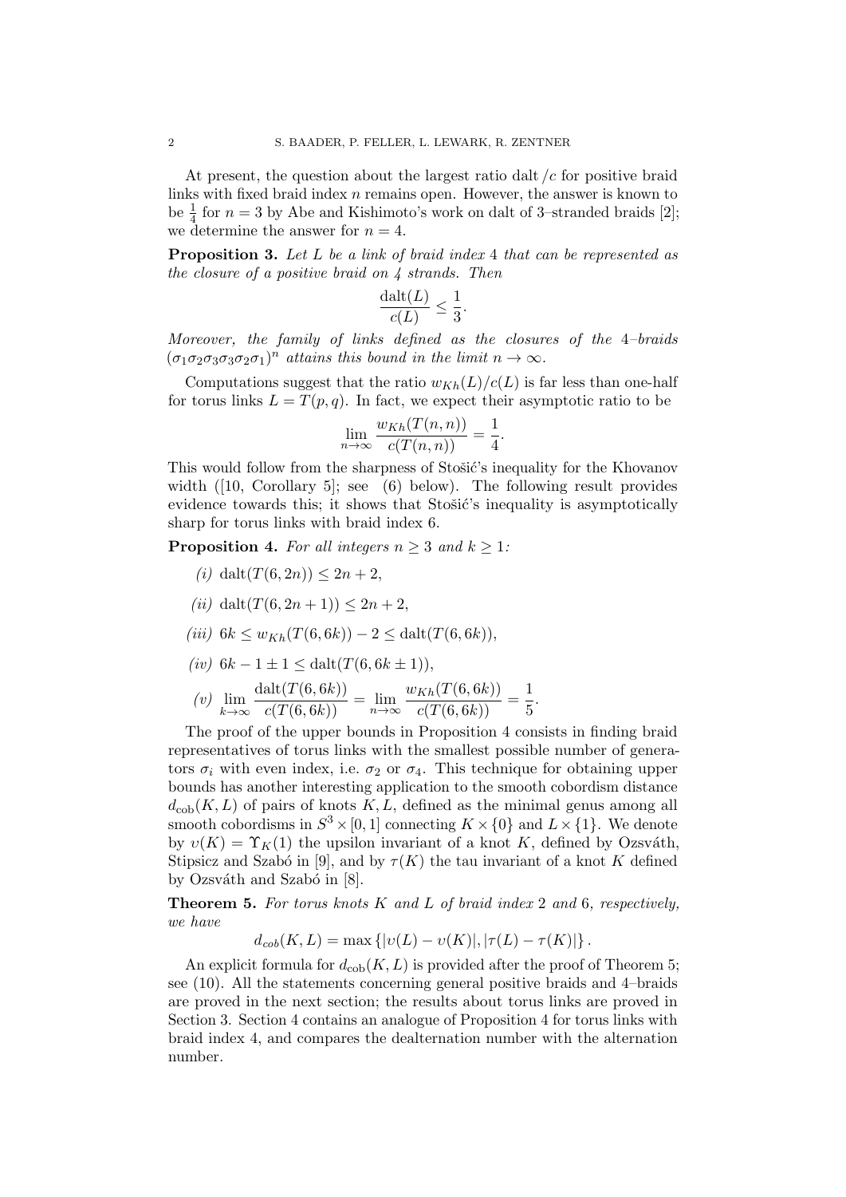At present, the question about the largest ratio $\operatorname{dalt}/c$ for positive braid links with fixed braid index $n$ remains open. However, the answer is known to be $\frac{1}{4}$ for $n = 3$ by Abe and Kishimoto's work on dalt of 3–stranded braids [2]; we determine the answer for $n = 4$.

**Proposition 3.** *Let $L$ be a link of braid index 4 that can be represented as the closure of a positive braid on 4 strands. Then*

$$\frac{\operatorname{dalt}(L)}{c(L)} \leq \frac{1}{3}.$$

*Moreover, the family of links defined as the closures of the 4–braids $(\sigma_1\sigma_2\sigma_3\sigma_3\sigma_2\sigma_1)^n$ attains this bound in the limit $n \to \infty$.*

Computations suggest that the ratio $w_{Kh}(L)/c(L)$ is far less than one-half for torus links $L = T(p, q)$. In fact, we expect their asymptotic ratio to be

$$\lim_{n\to\infty} \frac{w_{Kh}(T(n,n))}{c(T(n,n))} = \frac{1}{4}.$$

This would follow from the sharpness of Stošić's inequality for the Khovanov width ([10, Corollary 5]; see (6) below). The following result provides evidence towards this; it shows that Stošić's inequality is asymptotically sharp for torus links with braid index 6.

**Proposition 4.** *For all integers $n \geq 3$ and $k \geq 1$:*

*(i)* $\operatorname{dalt}(T(6, 2n)) \leq 2n + 2$,

*(ii)* $\operatorname{dalt}(T(6, 2n + 1)) \leq 2n + 2$,

*(iii)* $6k \leq w_{Kh}(T(6, 6k)) - 2 \leq \operatorname{dalt}(T(6, 6k))$,

*(iv)* $6k - 1 \pm 1 \leq \operatorname{dalt}(T(6, 6k \pm 1))$,

*(v)* $\displaystyle\lim_{k\to\infty} \frac{\operatorname{dalt}(T(6,6k))}{c(T(6,6k))} = \lim_{n\to\infty} \frac{w_{Kh}(T(6,6k))}{c(T(6,6k))} = \frac{1}{5}$.

The proof of the upper bounds in Proposition 4 consists in finding braid representatives of torus links with the smallest possible number of generators $\sigma_i$ with even index, i.e. $\sigma_2$ or $\sigma_4$. This technique for obtaining upper bounds has another interesting application to the smooth cobordism distance $d_{\mathrm{cob}}(K, L)$ of pairs of knots $K, L$, defined as the minimal genus among all smooth cobordisms in $S^3 \times [0, 1]$ connecting $K \times \{0\}$ and $L \times \{1\}$. We denote by $\upsilon(K) = \Upsilon_K(1)$ the upsilon invariant of a knot $K$, defined by Ozsváth, Stipsicz and Szabó in [9], and by $\tau(K)$ the tau invariant of a knot $K$ defined by Ozsváth and Szabó in [8].

**Theorem 5.** *For torus knots $K$ and $L$ of braid index 2 and 6, respectively, we have*

$$d_{cob}(K, L) = \max\{|\upsilon(L) - \upsilon(K)|, |\tau(L) - \tau(K)|\}.$$

An explicit formula for $d_{\mathrm{cob}}(K, L)$ is provided after the proof of Theorem 5; see (10). All the statements concerning general positive braids and 4–braids are proved in the next section; the results about torus links are proved in Section 3. Section 4 contains an analogue of Proposition 4 for torus links with braid index 4, and compares the dealternation number with the alternation number.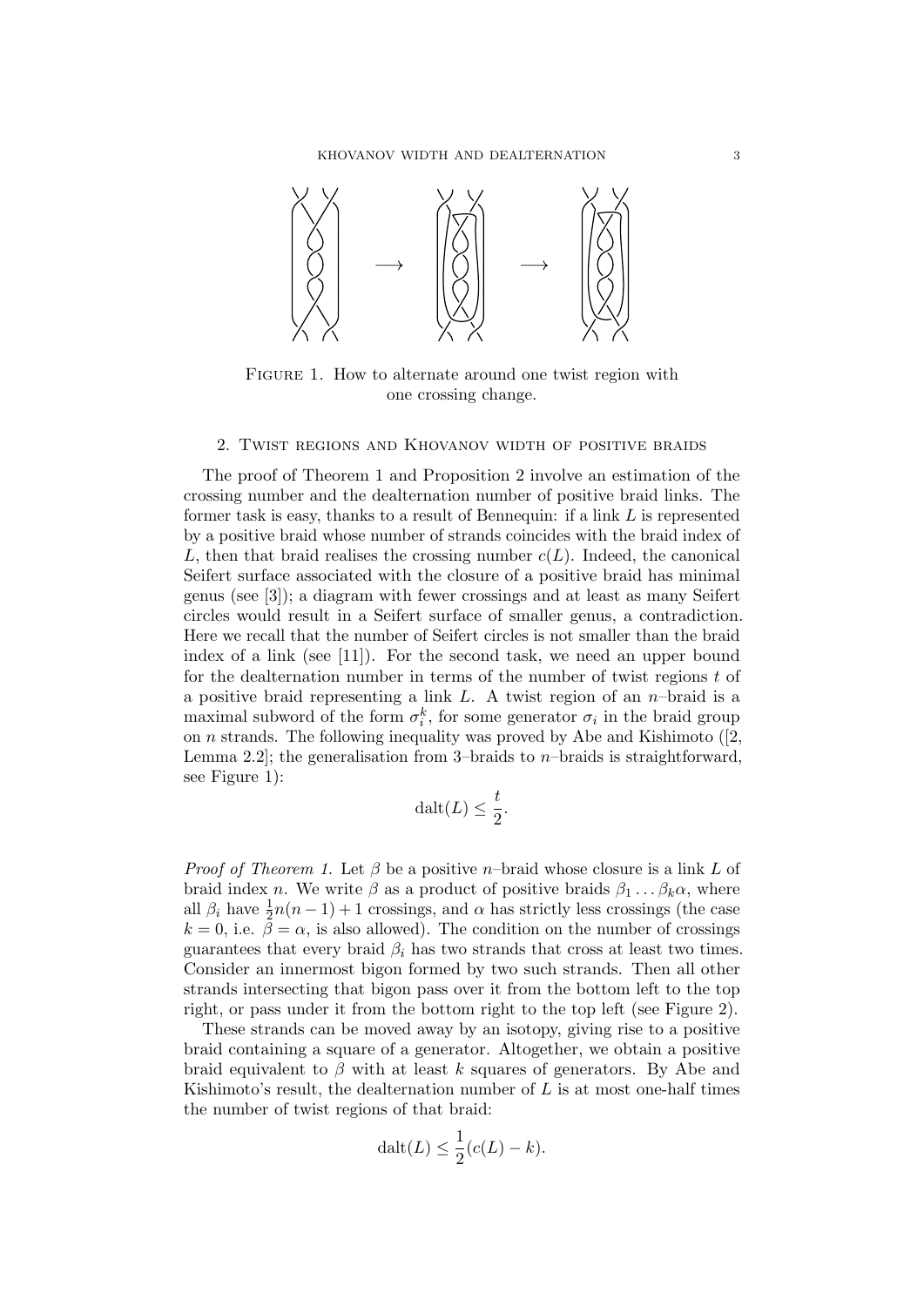Figure 1. How to alternate around one twist region with one crossing change.

## 2. Twist regions and Khovanov width of positive braids

The proof of Theorem 1 and Proposition 2 involve an estimation of the crossing number and the dealternation number of positive braid links. The former task is easy, thanks to a result of Bennequin: if a link $L$ is represented by a positive braid whose number of strands coincides with the braid index of $L$, then that braid realises the crossing number $c(L)$. Indeed, the canonical Seifert surface associated with the closure of a positive braid has minimal genus (see [3]); a diagram with fewer crossings and at least as many Seifert circles would result in a Seifert surface of smaller genus, a contradiction. Here we recall that the number of Seifert circles is not smaller than the braid index of a link (see [11]). For the second task, we need an upper bound for the dealternation number in terms of the number of twist regions $t$ of a positive braid representing a link $L$. A twist region of an $n$–braid is a maximal subword of the form $\sigma_i^k$, for some generator $\sigma_i$ in the braid group on $n$ strands. The following inequality was proved by Abe and Kishimoto ([2, Lemma 2.2]; the generalisation from 3–braids to $n$–braids is straightforward, see Figure 1):

$$\mathrm{dalt}(L) \leq \frac{t}{2}.$$

*Proof of Theorem 1.* Let $\beta$ be a positive $n$–braid whose closure is a link $L$ of braid index $n$. We write $\beta$ as a product of positive braids $\beta_1 \dots \beta_k \alpha$, where all $\beta_i$ have $\frac{1}{2}n(n-1)+1$ crossings, and $\alpha$ has strictly less crossings (the case $k=0$, i.e. $\beta = \alpha$, is also allowed). The condition on the number of crossings guarantees that every braid $\beta_i$ has two strands that cross at least two times. Consider an innermost bigon formed by two such strands. Then all other strands intersecting that bigon pass over it from the bottom left to the top right, or pass under it from the bottom right to the top left (see Figure 2).

These strands can be moved away by an isotopy, giving rise to a positive braid containing a square of a generator. Altogether, we obtain a positive braid equivalent to $\beta$ with at least $k$ squares of generators. By Abe and Kishimoto's result, the dealternation number of $L$ is at most one-half times the number of twist regions of that braid:

$$\mathrm{dalt}(L) \leq \frac{1}{2}(c(L) - k).$$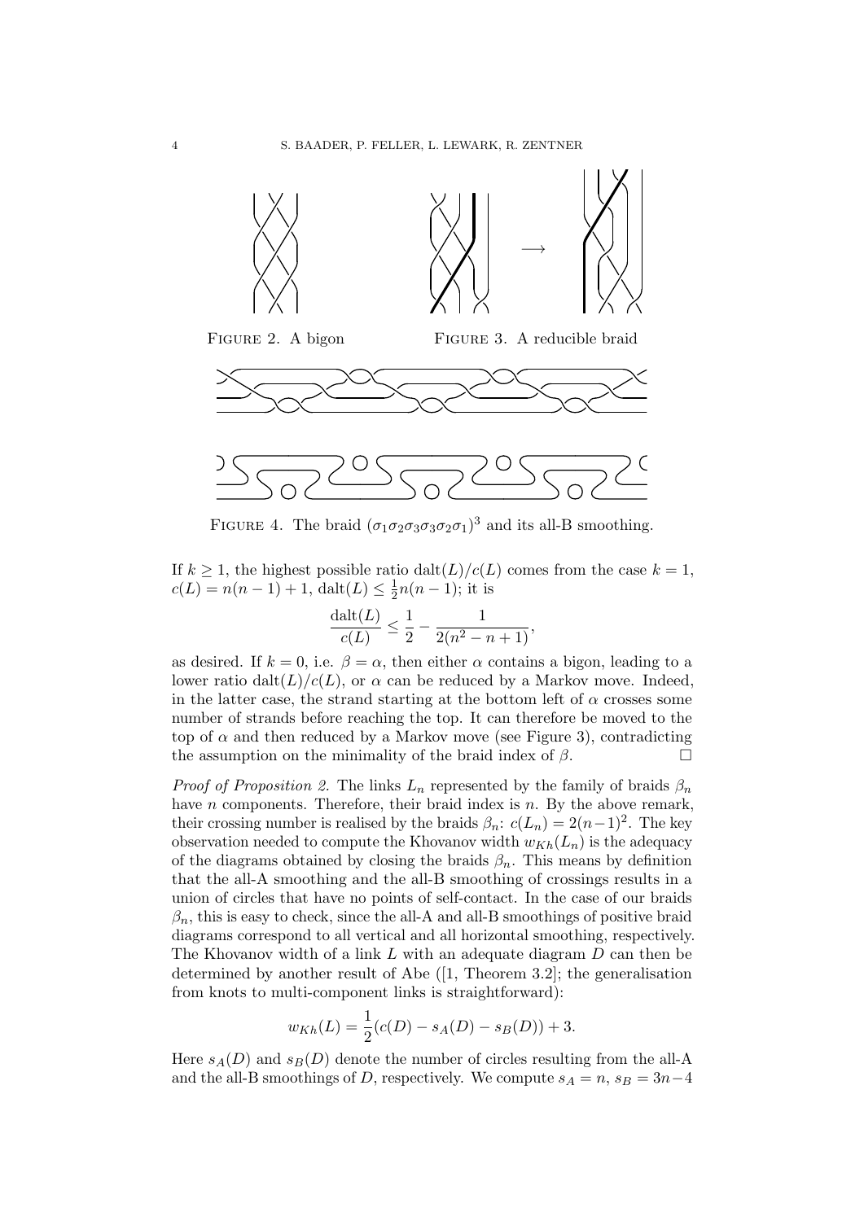FIGURE 2. A bigon

FIGURE 3. A reducible braid

FIGURE 4. The braid $(\sigma_1\sigma_2\sigma_3\sigma_3\sigma_2\sigma_1)^3$ and its all-B smoothing.

If $k \geq 1$, the highest possible ratio $\mathrm{dalt}(L)/c(L)$ comes from the case $k = 1$, $c(L) = n(n-1)+1$, $\mathrm{dalt}(L) \leq \frac{1}{2}n(n-1)$; it is

$$\frac{\mathrm{dalt}(L)}{c(L)} \leq \frac{1}{2} - \frac{1}{2(n^2-n+1)},$$

as desired. If $k = 0$, i.e. $\beta = \alpha$, then either $\alpha$ contains a bigon, leading to a lower ratio $\mathrm{dalt}(L)/c(L)$, or $\alpha$ can be reduced by a Markov move. Indeed, in the latter case, the strand starting at the bottom left of $\alpha$ crosses some number of strands before reaching the top. It can therefore be moved to the top of $\alpha$ and then reduced by a Markov move (see Figure 3), contradicting the assumption on the minimality of the braid index of $\beta$. □

*Proof of Proposition 2.* The links $L_n$ represented by the family of braids $\beta_n$ have $n$ components. Therefore, their braid index is $n$. By the above remark, their crossing number is realised by the braids $\beta_n$: $c(L_n) = 2(n-1)^2$. The key observation needed to compute the Khovanov width $w_{Kh}(L_n)$ is the adequacy of the diagrams obtained by closing the braids $\beta_n$. This means by definition that the all-A smoothing and the all-B smoothing of crossings results in a union of circles that have no points of self-contact. In the case of our braids $\beta_n$, this is easy to check, since the all-A and all-B smoothings of positive braid diagrams correspond to all vertical and all horizontal smoothing, respectively. The Khovanov width of a link $L$ with an adequate diagram $D$ can then be determined by another result of Abe ([1, Theorem 3.2]; the generalisation from knots to multi-component links is straightforward):

$$w_{Kh}(L) = \frac{1}{2}(c(D) - s_A(D) - s_B(D)) + 3.$$

Here $s_A(D)$ and $s_B(D)$ denote the number of circles resulting from the all-A and the all-B smoothings of $D$, respectively. We compute $s_A = n$, $s_B = 3n-4$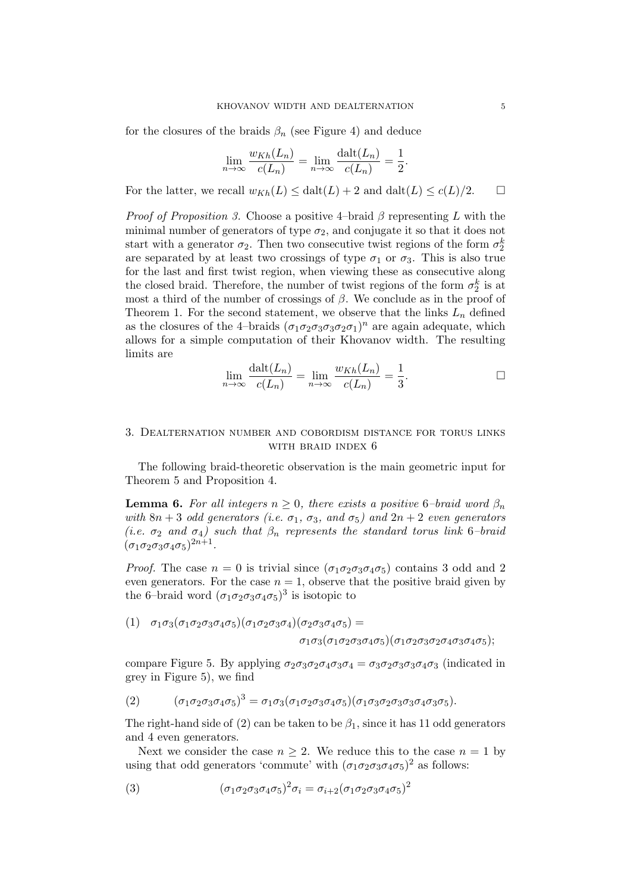for the closures of the braids $\beta_n$ (see Figure 4) and deduce

$$\lim_{n\to\infty} \frac{w_{Kh}(L_n)}{c(L_n)} = \lim_{n\to\infty} \frac{\mathrm{dalt}(L_n)}{c(L_n)} = \frac{1}{2}.$$

For the latter, we recall $w_{Kh}(L) \leq \mathrm{dalt}(L) + 2$ and $\mathrm{dalt}(L) \leq c(L)/2$. $\square$

*Proof of Proposition 3.* Choose a positive 4–braid $\beta$ representing $L$ with the minimal number of generators of type $\sigma_2$, and conjugate it so that it does not start with a generator $\sigma_2$. Then two consecutive twist regions of the form $\sigma_2^k$ are separated by at least two crossings of type $\sigma_1$ or $\sigma_3$. This is also true for the last and first twist region, when viewing these as consecutive along the closed braid. Therefore, the number of twist regions of the form $\sigma_2^k$ is at most a third of the number of crossings of $\beta$. We conclude as in the proof of Theorem 1. For the second statement, we observe that the links $L_n$ defined as the closures of the 4–braids $(\sigma_1\sigma_2\sigma_3\sigma_3\sigma_2\sigma_1)^n$ are again adequate, which allows for a simple computation of their Khovanov width. The resulting limits are

$$\lim_{n\to\infty} \frac{\mathrm{dalt}(L_n)}{c(L_n)} = \lim_{n\to\infty} \frac{w_{Kh}(L_n)}{c(L_n)} = \frac{1}{3}. \qquad \square$$

## 3. Dealternation number and cobordism distance for torus links with braid index 6

The following braid-theoretic observation is the main geometric input for Theorem 5 and Proposition 4.

**Lemma 6.** *For all integers $n \geq 0$, there exists a positive 6–braid word $\beta_n$ with $8n+3$ odd generators (i.e. $\sigma_1$, $\sigma_3$, and $\sigma_5$) and $2n+2$ even generators (i.e. $\sigma_2$ and $\sigma_4$) such that $\beta_n$ represents the standard torus link 6–braid $(\sigma_1\sigma_2\sigma_3\sigma_4\sigma_5)^{2n+1}$.*

*Proof.* The case $n = 0$ is trivial since $(\sigma_1\sigma_2\sigma_3\sigma_4\sigma_5)$ contains 3 odd and 2 even generators. For the case $n = 1$, observe that the positive braid given by the 6–braid word $(\sigma_1\sigma_2\sigma_3\sigma_4\sigma_5)^3$ is isotopic to

$$\begin{aligned}(1)\quad &\sigma_1\sigma_3(\sigma_1\sigma_2\sigma_3\sigma_4\sigma_5)(\sigma_1\sigma_2\sigma_3\sigma_4)(\sigma_2\sigma_3\sigma_4\sigma_5) = \\ &\qquad\qquad \sigma_1\sigma_3(\sigma_1\sigma_2\sigma_3\sigma_4\sigma_5)(\sigma_1\sigma_2\sigma_3\sigma_2\sigma_4\sigma_3\sigma_4\sigma_5);\end{aligned}$$

compare Figure 5. By applying $\sigma_2\sigma_3\sigma_2\sigma_4\sigma_3\sigma_4 = \sigma_3\sigma_2\sigma_3\sigma_3\sigma_4\sigma_3$ (indicated in grey in Figure 5), we find

$$(2)\qquad (\sigma_1\sigma_2\sigma_3\sigma_4\sigma_5)^3 = \sigma_1\sigma_3(\sigma_1\sigma_2\sigma_3\sigma_4\sigma_5)(\sigma_1\sigma_3\sigma_2\sigma_3\sigma_3\sigma_4\sigma_3\sigma_5).$$

The right-hand side of (2) can be taken to be $\beta_1$, since it has 11 odd generators and 4 even generators.

Next we consider the case $n \geq 2$. We reduce this to the case $n = 1$ by using that odd generators 'commute' with $(\sigma_1\sigma_2\sigma_3\sigma_4\sigma_5)^2$ as follows:

$$(3)\qquad (\sigma_1\sigma_2\sigma_3\sigma_4\sigma_5)^2\sigma_i = \sigma_{i+2}(\sigma_1\sigma_2\sigma_3\sigma_4\sigma_5)^2$$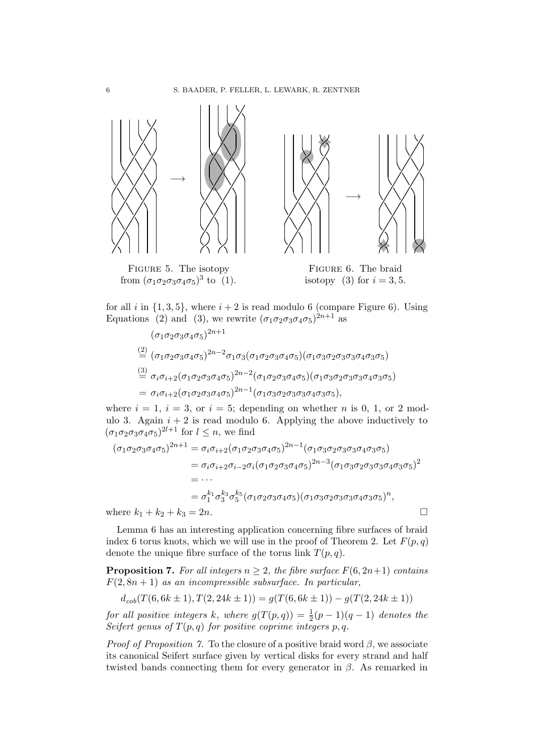FIGURE 5. The isotopy from $(\sigma_1\sigma_2\sigma_3\sigma_4\sigma_5)^3$ to (1).

FIGURE 6. The braid isotopy (3) for $i = 3, 5$.

for all $i$ in $\{1, 3, 5\}$, where $i+2$ is read modulo 6 (compare Figure 6). Using Equations (2) and (3), we rewrite $(\sigma_1\sigma_2\sigma_3\sigma_4\sigma_5)^{2n+1}$ as

$$
\begin{aligned}
&(\sigma_1\sigma_2\sigma_3\sigma_4\sigma_5)^{2n+1}\\
&\overset{(2)}{=} (\sigma_1\sigma_2\sigma_3\sigma_4\sigma_5)^{2n-2}\sigma_1\sigma_3(\sigma_1\sigma_2\sigma_3\sigma_4\sigma_5)(\sigma_1\sigma_3\sigma_2\sigma_3\sigma_3\sigma_4\sigma_3\sigma_5)\\
&\overset{(3)}{=} \sigma_i\sigma_{i+2}(\sigma_1\sigma_2\sigma_3\sigma_4\sigma_5)^{2n-2}(\sigma_1\sigma_2\sigma_3\sigma_4\sigma_5)(\sigma_1\sigma_3\sigma_2\sigma_3\sigma_3\sigma_4\sigma_3\sigma_5)\\
&= \sigma_i\sigma_{i+2}(\sigma_1\sigma_2\sigma_3\sigma_4\sigma_5)^{2n-1}(\sigma_1\sigma_3\sigma_2\sigma_3\sigma_3\sigma_4\sigma_3\sigma_5),
\end{aligned}
$$

where $i = 1$, $i = 3$, or $i = 5$; depending on whether $n$ is 0, 1, or 2 modulo 3. Again $i+2$ is read modulo 6. Applying the above inductively to $(\sigma_1\sigma_2\sigma_3\sigma_4\sigma_5)^{2l+1}$ for $l \leq n$, we find

$$
\begin{aligned}
(\sigma_1\sigma_2\sigma_3\sigma_4\sigma_5)^{2n+1} &= \sigma_i\sigma_{i+2}(\sigma_1\sigma_2\sigma_3\sigma_4\sigma_5)^{2n-1}(\sigma_1\sigma_3\sigma_2\sigma_3\sigma_3\sigma_4\sigma_3\sigma_5)\\
&= \sigma_i\sigma_{i+2}\sigma_{i-2}\sigma_i(\sigma_1\sigma_2\sigma_3\sigma_4\sigma_5)^{2n-3}(\sigma_1\sigma_3\sigma_2\sigma_3\sigma_3\sigma_4\sigma_3\sigma_5)^2\\
&= \cdots\\
&= \sigma_1^{k_1}\sigma_3^{k_3}\sigma_5^{k_5}(\sigma_1\sigma_2\sigma_3\sigma_4\sigma_5)(\sigma_1\sigma_3\sigma_2\sigma_3\sigma_3\sigma_4\sigma_3\sigma_5)^n,
\end{aligned}
$$

where $k_1 + k_2 + k_3 = 2n$. □

Lemma 6 has an interesting application concerning fibre surfaces of braid index 6 torus knots, which we will use in the proof of Theorem 2. Let $F(p,q)$ denote the unique fibre surface of the torus link $T(p,q)$.

**Proposition 7.** *For all integers $n \geq 2$, the fibre surface $F(6, 2n+1)$ contains $F(2, 8n+1)$ as an incompressible subsurface. In particular,*

$$d_{cob}(T(6, 6k \pm 1), T(2, 24k \pm 1)) = g(T(6, 6k \pm 1)) - g(T(2, 24k \pm 1))$$

*for all positive integers $k$, where $g(T(p,q)) = \frac{1}{2}(p-1)(q-1)$ denotes the Seifert genus of $T(p,q)$ for positive coprime integers $p, q$.*

*Proof of Proposition 7.* To the closure of a positive braid word $\beta$, we associate its canonical Seifert surface given by vertical disks for every strand and half twisted bands connecting them for every generator in $\beta$. As remarked in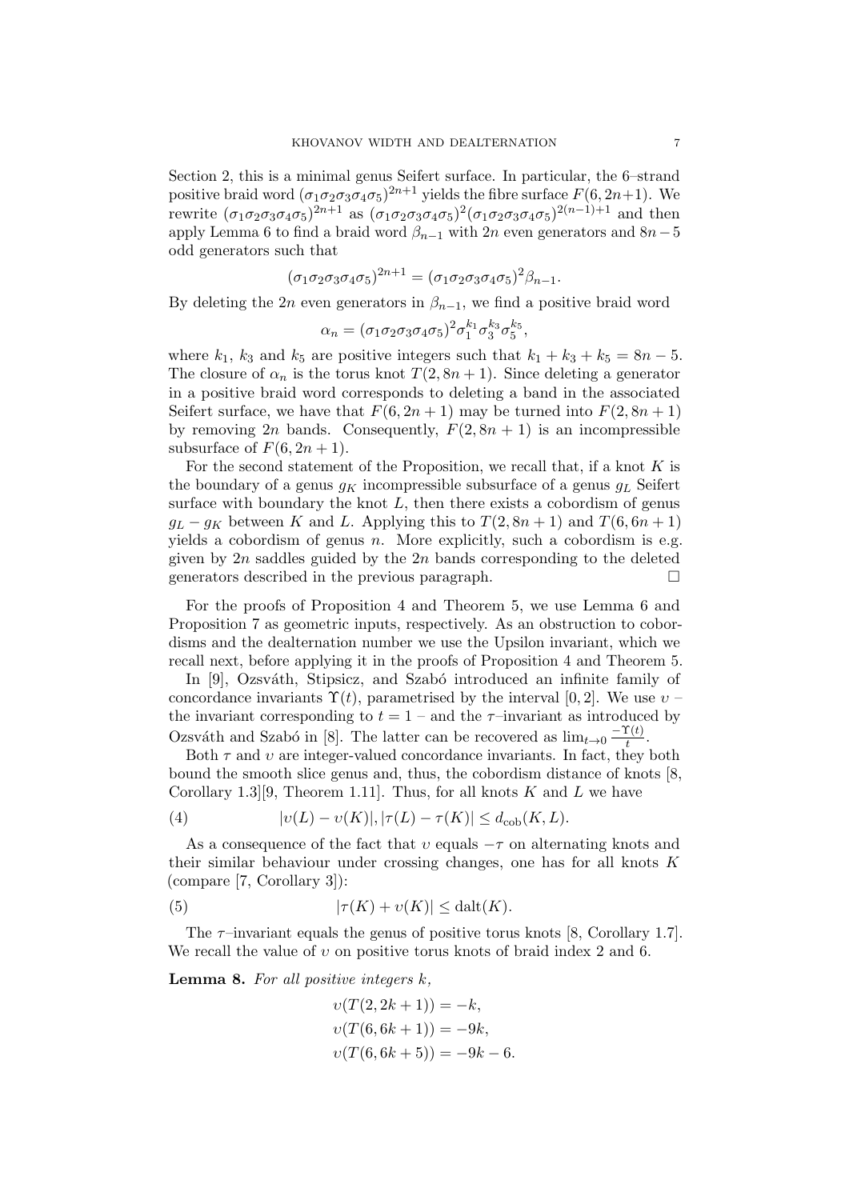Section 2, this is a minimal genus Seifert surface. In particular, the 6–strand positive braid word $(\sigma_1\sigma_2\sigma_3\sigma_4\sigma_5)^{2n+1}$ yields the fibre surface $F(6, 2n+1)$. We rewrite $(\sigma_1\sigma_2\sigma_3\sigma_4\sigma_5)^{2n+1}$ as $(\sigma_1\sigma_2\sigma_3\sigma_4\sigma_5)^2(\sigma_1\sigma_2\sigma_3\sigma_4\sigma_5)^{2(n-1)+1}$ and then apply Lemma 6 to find a braid word $\beta_{n-1}$ with $2n$ even generators and $8n-5$ odd generators such that

$$(\sigma_1\sigma_2\sigma_3\sigma_4\sigma_5)^{2n+1} = (\sigma_1\sigma_2\sigma_3\sigma_4\sigma_5)^2\beta_{n-1}.$$

By deleting the $2n$ even generators in $\beta_{n-1}$, we find a positive braid word

$$\alpha_n = (\sigma_1\sigma_2\sigma_3\sigma_4\sigma_5)^2\sigma_1^{k_1}\sigma_3^{k_3}\sigma_5^{k_5},$$

where $k_1$, $k_3$ and $k_5$ are positive integers such that $k_1 + k_3 + k_5 = 8n - 5$. The closure of $\alpha_n$ is the torus knot $T(2, 8n+1)$. Since deleting a generator in a positive braid word corresponds to deleting a band in the associated Seifert surface, we have that $F(6, 2n+1)$ may be turned into $F(2, 8n+1)$ by removing $2n$ bands. Consequently, $F(2, 8n+1)$ is an incompressible subsurface of $F(6, 2n+1)$.

For the second statement of the Proposition, we recall that, if a knot $K$ is the boundary of a genus $g_K$ incompressible subsurface of a genus $g_L$ Seifert surface with boundary the knot $L$, then there exists a cobordism of genus $g_L - g_K$ between $K$ and $L$. Applying this to $T(2, 8n+1)$ and $T(6, 6n+1)$ yields a cobordism of genus $n$. More explicitly, such a cobordism is e.g. given by $2n$ saddles guided by the $2n$ bands corresponding to the deleted generators described in the previous paragraph. $\square$

For the proofs of Proposition 4 and Theorem 5, we use Lemma 6 and Proposition 7 as geometric inputs, respectively. As an obstruction to cobordisms and the dealternation number we use the Upsilon invariant, which we recall next, before applying it in the proofs of Proposition 4 and Theorem 5.

In [9], Ozsváth, Stipsicz, and Szabó introduced an infinite family of concordance invariants $\Upsilon(t)$, parametrised by the interval $[0, 2]$. We use $\upsilon$ – the invariant corresponding to $t = 1$ – and the $\tau$–invariant as introduced by Ozsváth and Szabó in [8]. The latter can be recovered as $\lim_{t\to 0} \frac{-\Upsilon(t)}{t}$.

Both $\tau$ and $\upsilon$ are integer-valued concordance invariants. In fact, they both bound the smooth slice genus and, thus, the cobordism distance of knots [8, Corollary 1.3][9, Theorem 1.11]. Thus, for all knots $K$ and $L$ we have

$$|\upsilon(L) - \upsilon(K)|, |\tau(L) - \tau(K)| \leq d_{\text{cob}}(K, L). \tag{4}$$

As a consequence of the fact that $\upsilon$ equals $-\tau$ on alternating knots and their similar behaviour under crossing changes, one has for all knots $K$ (compare [7, Corollary 3]):

$$|\tau(K) + \upsilon(K)| \leq \text{dalt}(K). \tag{5}$$

The $\tau$–invariant equals the genus of positive torus knots [8, Corollary 1.7]. We recall the value of $\upsilon$ on positive torus knots of braid index 2 and 6.

**Lemma 8.** *For all positive integers $k$,*

$$\upsilon(T(2, 2k+1)) = -k,$$
$$\upsilon(T(6, 6k+1)) = -9k,$$
$$\upsilon(T(6, 6k+5)) = -9k - 6.$$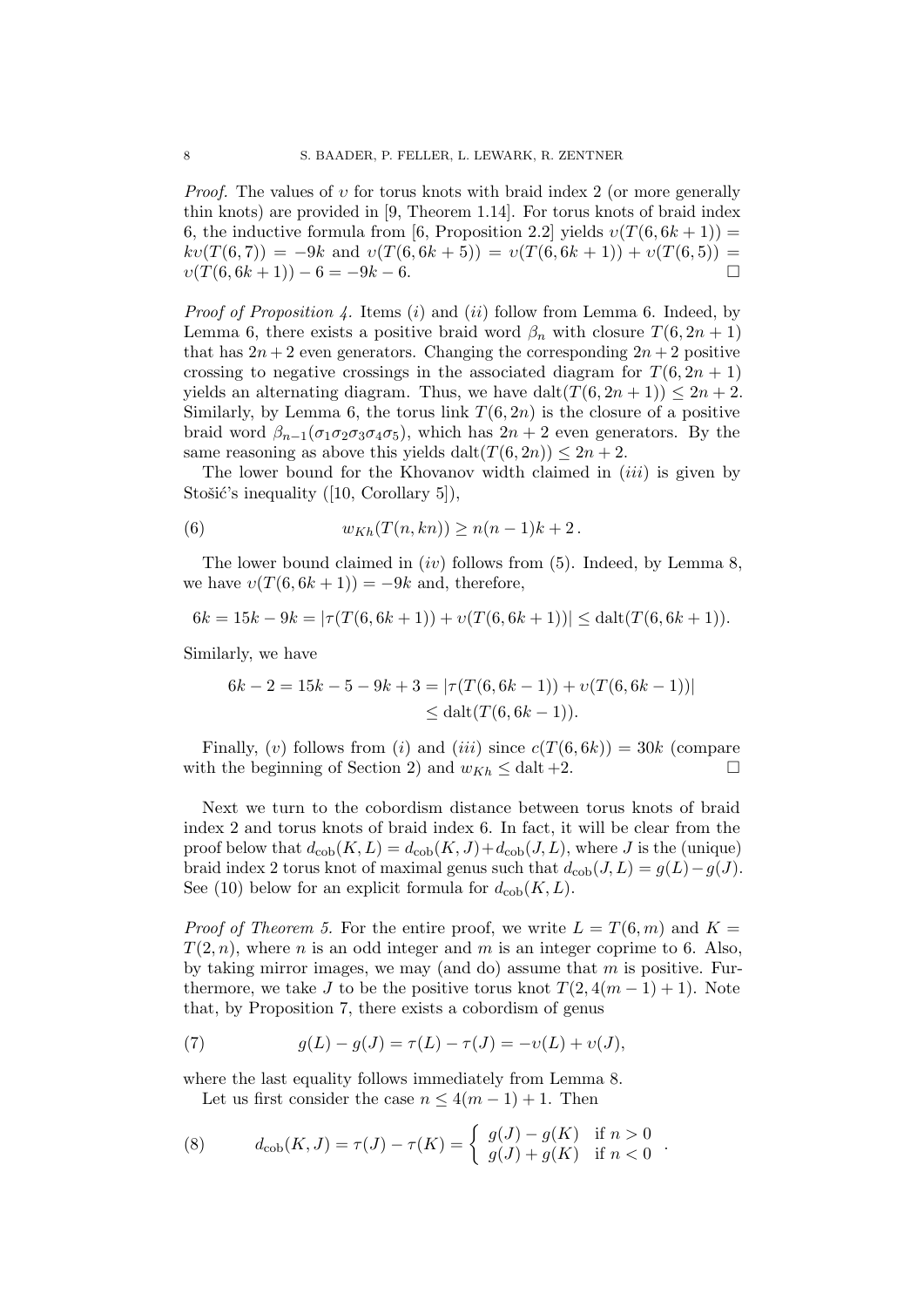*Proof.* The values of $\upsilon$ for torus knots with braid index 2 (or more generally thin knots) are provided in [9, Theorem 1.14]. For torus knots of braid index 6, the inductive formula from [6, Proposition 2.2] yields $\upsilon(T(6,6k+1)) = k\upsilon(T(6,7)) = -9k$ and $\upsilon(T(6,6k+5)) = \upsilon(T(6,6k+1)) + \upsilon(T(6,5)) = \upsilon(T(6,6k+1)) - 6 = -9k - 6$. □

*Proof of Proposition 4.* Items $(i)$ and $(ii)$ follow from Lemma 6. Indeed, by Lemma 6, there exists a positive braid word $\beta_n$ with closure $T(6,2n+1)$ that has $2n+2$ even generators. Changing the corresponding $2n+2$ positive crossing to negative crossings in the associated diagram for $T(6,2n+1)$ yields an alternating diagram. Thus, we have $\operatorname{dalt}(T(6,2n+1)) \leq 2n+2$. Similarly, by Lemma 6, the torus link $T(6,2n)$ is the closure of a positive braid word $\beta_{n-1}(\sigma_1\sigma_2\sigma_3\sigma_4\sigma_5)$, which has $2n+2$ even generators. By the same reasoning as above this yields $\operatorname{dalt}(T(6,2n)) \leq 2n+2$.

The lower bound for the Khovanov width claimed in $(iii)$ is given by Stošić's inequality ([10, Corollary 5]),

$$w_{Kh}(T(n,kn)) \geq n(n-1)k + 2\,. \tag{6}$$

The lower bound claimed in $(iv)$ follows from (5). Indeed, by Lemma 8, we have $\upsilon(T(6,6k+1)) = -9k$ and, therefore,

$$6k = 15k - 9k = |\tau(T(6,6k+1)) + \upsilon(T(6,6k+1))| \leq \operatorname{dalt}(T(6,6k+1)).$$

Similarly, we have

$$\begin{aligned} 6k-2 = 15k-5-9k+3 &= |\tau(T(6,6k-1)) + \upsilon(T(6,6k-1))| \\ &\leq \operatorname{dalt}(T(6,6k-1)). \end{aligned}$$

Finally, $(v)$ follows from $(i)$ and $(iii)$ since $c(T(6,6k)) = 30k$ (compare with the beginning of Section 2) and $w_{Kh} \leq \operatorname{dalt} + 2$. □

Next we turn to the cobordism distance between torus knots of braid index 2 and torus knots of braid index 6. In fact, it will be clear from the proof below that $d_{\mathrm{cob}}(K,L) = d_{\mathrm{cob}}(K,J) + d_{\mathrm{cob}}(J,L)$, where $J$ is the (unique) braid index 2 torus knot of maximal genus such that $d_{\mathrm{cob}}(J,L) = g(L) - g(J)$. See (10) below for an explicit formula for $d_{\mathrm{cob}}(K,L)$.

*Proof of Theorem 5.* For the entire proof, we write $L = T(6,m)$ and $K = T(2,n)$, where $n$ is an odd integer and $m$ is an integer coprime to 6. Also, by taking mirror images, we may (and do) assume that $m$ is positive. Furthermore, we take $J$ to be the positive torus knot $T(2,4(m-1)+1)$. Note that, by Proposition 7, there exists a cobordism of genus

$$g(L) - g(J) = \tau(L) - \tau(J) = -\upsilon(L) + \upsilon(J), \tag{7}$$

where the last equality follows immediately from Lemma 8.

Let us first consider the case $n \leq 4(m-1)+1$. Then

$$d_{\mathrm{cob}}(K,J) = \tau(J) - \tau(K) = \begin{cases} g(J) - g(K) & \text{if } n > 0 \\ g(J) + g(K) & \text{if } n < 0 \end{cases}. \tag{8}$$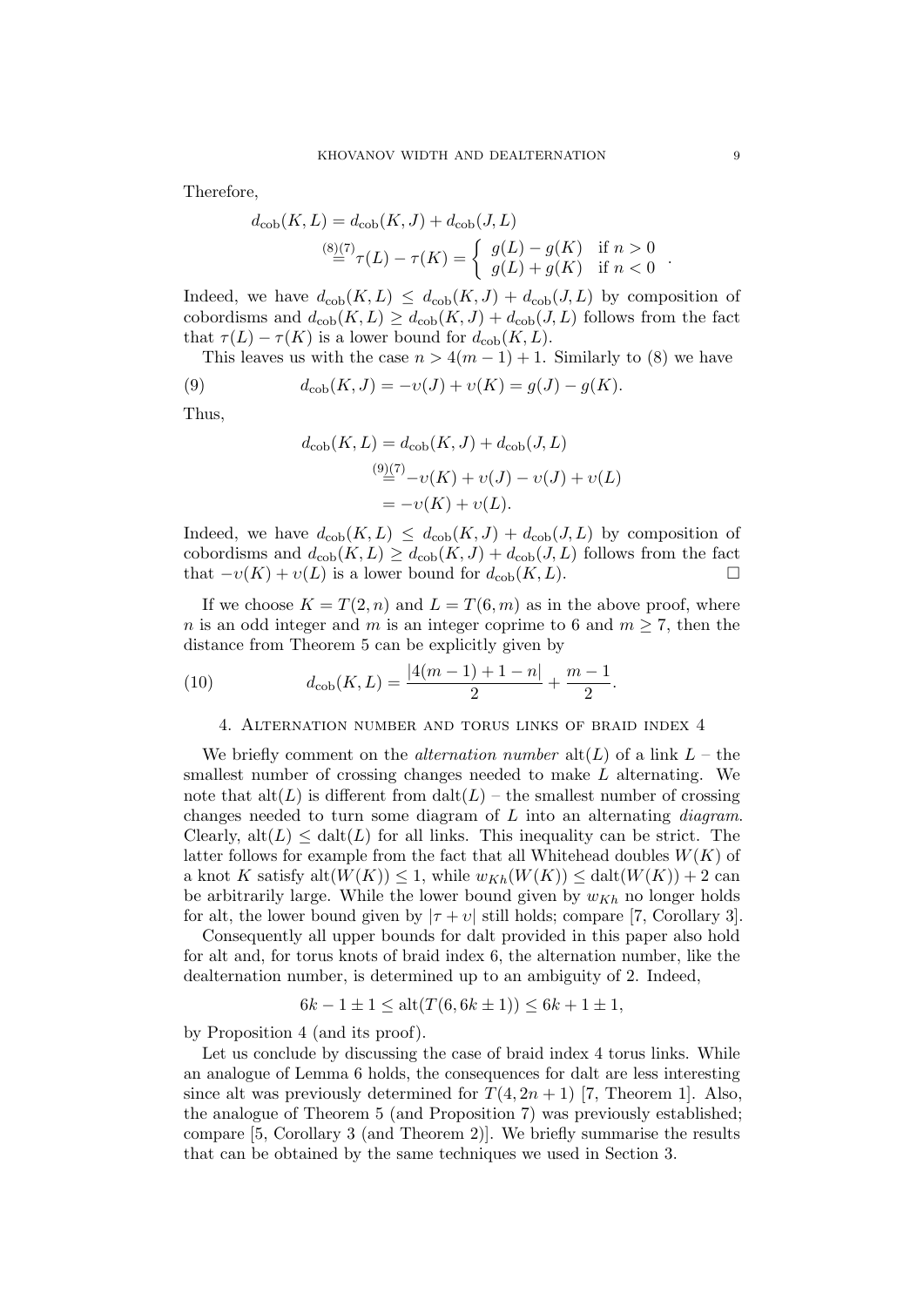Therefore,

$$
\begin{aligned}
d_{\mathrm{cob}}(K,L) &= d_{\mathrm{cob}}(K,J) + d_{\mathrm{cob}}(J,L) \\
&\overset{(8)(7)}{=} \tau(L) - \tau(K) = \begin{cases} g(L) - g(K) & \text{if } n > 0 \\ g(L) + g(K) & \text{if } n < 0 \end{cases}.
\end{aligned}
$$

Indeed, we have $d_{\mathrm{cob}}(K,L) \leq d_{\mathrm{cob}}(K,J) + d_{\mathrm{cob}}(J,L)$ by composition of cobordisms and $d_{\mathrm{cob}}(K,L) \geq d_{\mathrm{cob}}(K,J) + d_{\mathrm{cob}}(J,L)$ follows from the fact that $\tau(L) - \tau(K)$ is a lower bound for $d_{\mathrm{cob}}(K,L)$.

This leaves us with the case $n > 4(m-1)+1$. Similarly to (8) we have

$$
d_{\mathrm{cob}}(K,J) = -\upsilon(J) + \upsilon(K) = g(J) - g(K). \tag{9}
$$

Thus,

$$
\begin{aligned}
d_{\mathrm{cob}}(K,L) &= d_{\mathrm{cob}}(K,J) + d_{\mathrm{cob}}(J,L) \\
&\overset{(9)(7)}{=} -\upsilon(K) + \upsilon(J) - \upsilon(J) + \upsilon(L) \\
&= -\upsilon(K) + \upsilon(L).
\end{aligned}
$$

Indeed, we have $d_{\mathrm{cob}}(K,L) \leq d_{\mathrm{cob}}(K,J) + d_{\mathrm{cob}}(J,L)$ by composition of cobordisms and $d_{\mathrm{cob}}(K,L) \geq d_{\mathrm{cob}}(K,J) + d_{\mathrm{cob}}(J,L)$ follows from the fact that $-\upsilon(K) + \upsilon(L)$ is a lower bound for $d_{\mathrm{cob}}(K,L)$. □

If we choose $K = T(2,n)$ and $L = T(6,m)$ as in the above proof, where $n$ is an odd integer and $m$ is an integer coprime to 6 and $m \geq 7$, then the distance from Theorem 5 can be explicitly given by

$$
d_{\mathrm{cob}}(K,L) = \frac{|4(m-1)+1-n|}{2} + \frac{m-1}{2}. \tag{10}
$$

## 4. Alternation number and torus links of braid index 4

We briefly comment on the *alternation number* $\mathrm{alt}(L)$ of a link $L$ – the smallest number of crossing changes needed to make $L$ alternating. We note that $\mathrm{alt}(L)$ is different from $\mathrm{dalt}(L)$ – the smallest number of crossing changes needed to turn some diagram of $L$ into an alternating *diagram*. Clearly, $\mathrm{alt}(L) \leq \mathrm{dalt}(L)$ for all links. This inequality can be strict. The latter follows for example from the fact that all Whitehead doubles $W(K)$ of a knot $K$ satisfy $\mathrm{alt}(W(K)) \leq 1$, while $w_{Kh}(W(K)) \leq \mathrm{dalt}(W(K)) + 2$ can be arbitrarily large. While the lower bound given by $w_{Kh}$ no longer holds for alt, the lower bound given by $|\tau + \upsilon|$ still holds; compare [7, Corollary 3].

Consequently all upper bounds for dalt provided in this paper also hold for alt and, for torus knots of braid index 6, the alternation number, like the dealternation number, is determined up to an ambiguity of 2. Indeed,

$$
6k - 1 \pm 1 \leq \mathrm{alt}(T(6, 6k \pm 1)) \leq 6k + 1 \pm 1,
$$

by Proposition 4 (and its proof).

Let us conclude by discussing the case of braid index 4 torus links. While an analogue of Lemma 6 holds, the consequences for dalt are less interesting since alt was previously determined for $T(4, 2n+1)$ [7, Theorem 1]. Also, the analogue of Theorem 5 (and Proposition 7) was previously established; compare [5, Corollary 3 (and Theorem 2)]. We briefly summarise the results that can be obtained by the same techniques we used in Section 3.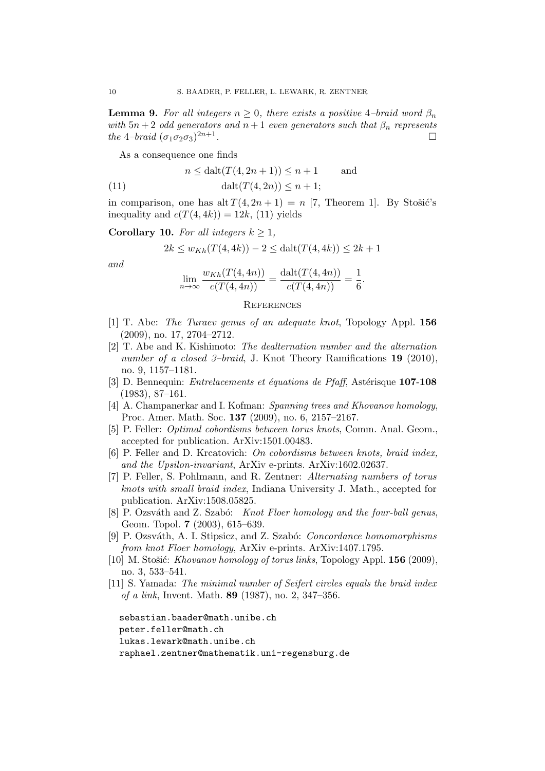**Lemma 9.** *For all integers $n \geq 0$, there exists a positive 4–braid word $\beta_n$ with $5n+2$ odd generators and $n+1$ even generators such that $\beta_n$ represents the 4–braid $(\sigma_1\sigma_2\sigma_3)^{2n+1}$.* □

As a consequence one finds

$$\begin{aligned} n \leq \operatorname{dalt}(T(4,2n+1)) \leq n+1 \qquad &\text{and} \\ \operatorname{dalt}(T(4,2n)) \leq n+1; & \end{aligned} \tag{11}$$

in comparison, one has $\operatorname{alt} T(4, 2n+1) = n$ [7, Theorem 1]. By Stošić's inequality and $c(T(4,4k)) = 12k$, (11) yields

**Corollary 10.** *For all integers $k \geq 1$,*

$$2k \leq w_{Kh}(T(4,4k)) - 2 \leq \operatorname{dalt}(T(4,4k)) \leq 2k+1$$

*and*

$$\lim_{n\to\infty} \frac{w_{Kh}(T(4,4n))}{c(T(4,4n))} = \frac{\operatorname{dalt}(T(4,4n))}{c(T(4,4n))} = \frac{1}{6}.$$

## References

[1] T. Abe: *The Turaev genus of an adequate knot*, Topology Appl. **156** (2009), no. 17, 2704–2712.

[2] T. Abe and K. Kishimoto: *The dealternation number and the alternation number of a closed 3–braid*, J. Knot Theory Ramifications **19** (2010), no. 9, 1157–1181.

[3] D. Bennequin: *Entrelacements et équations de Pfaff*, Astérisque **107-108** (1983), 87–161.

[4] A. Champanerkar and I. Kofman: *Spanning trees and Khovanov homology*, Proc. Amer. Math. Soc. **137** (2009), no. 6, 2157–2167.

[5] P. Feller: *Optimal cobordisms between torus knots*, Comm. Anal. Geom., accepted for publication. ArXiv:1501.00483.

[6] P. Feller and D. Krcatovich: *On cobordisms between knots, braid index, and the Upsilon-invariant*, ArXiv e-prints. ArXiv:1602.02637.

[7] P. Feller, S. Pohlmann, and R. Zentner: *Alternating numbers of torus knots with small braid index*, Indiana University J. Math., accepted for publication. ArXiv:1508.05825.

[8] P. Ozsváth and Z. Szabó: *Knot Floer homology and the four-ball genus*, Geom. Topol. **7** (2003), 615–639.

[9] P. Ozsváth, A. I. Stipsicz, and Z. Szabó: *Concordance homomorphisms from knot Floer homology*, ArXiv e-prints. ArXiv:1407.1795.

[10] M. Stošić: *Khovanov homology of torus links*, Topology Appl. **156** (2009), no. 3, 533–541.

[11] S. Yamada: *The minimal number of Seifert circles equals the braid index of a link*, Invent. Math. **89** (1987), no. 2, 347–356.

sebastian.baader@math.unibe.ch
peter.feller@math.ch
lukas.lewark@math.unibe.ch
raphael.zentner@mathematik.uni-regensburg.de